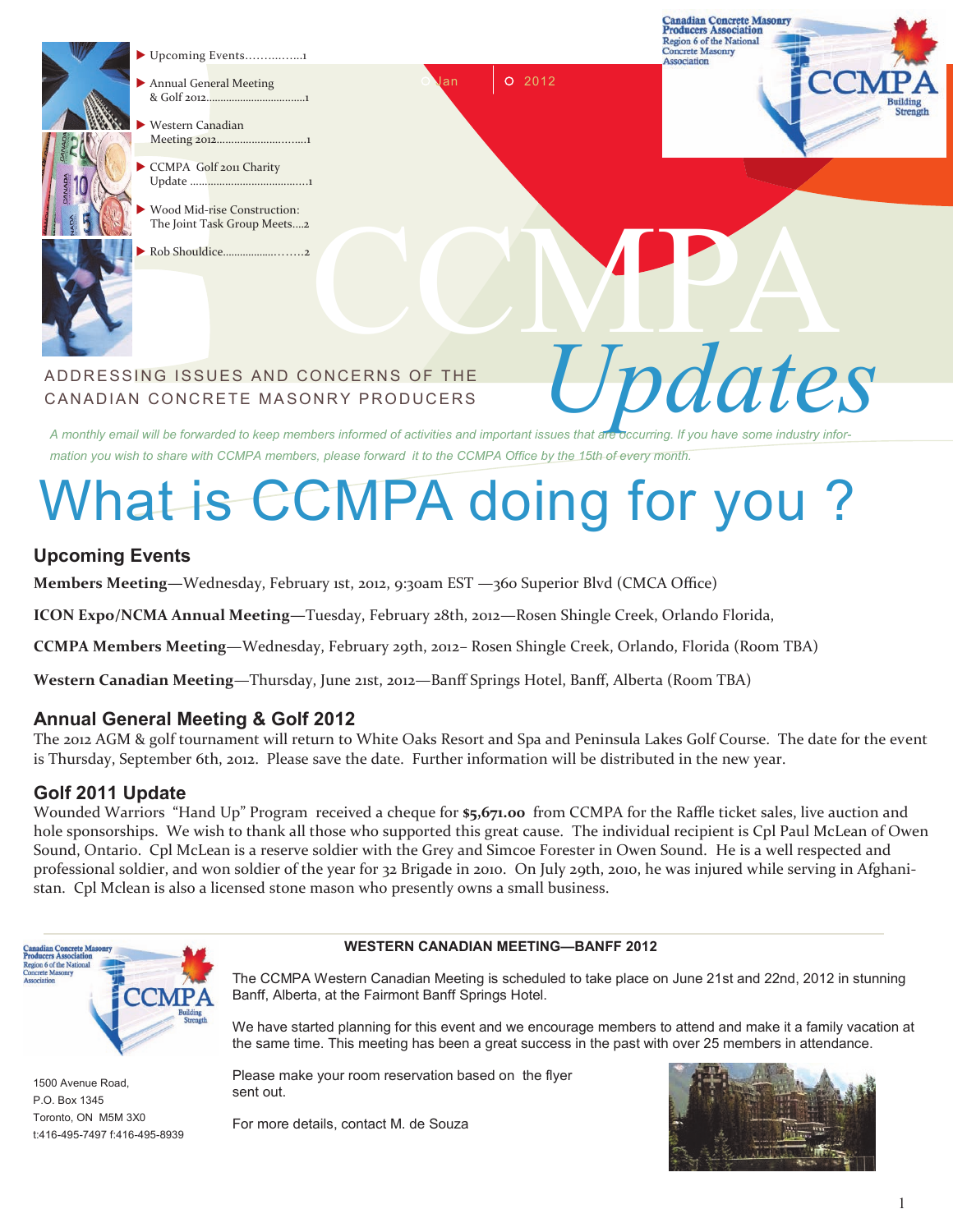- Upcoming Events……………..1
- Annual General Meeting & Golf 2012……………………………1
- Western Canadian Meeting 2012…………………………1
- CCMPA Golf 2011 Charity Update ………………………………1
- Wood Mid-rise Construction: The Joint Task Group Meets….2
- Rob Shouldice………………………2

Jan 2012

Canadian Concrete Masonry Producers Association
Region 6 of the National Concrete Masonry Association

CCMPA Building Strength

# CCMPA *Updates*

ADDRESSING ISSUES AND CONCERNS OF THE CANADIAN CONCRETE MASONRY PRODUCERS

*A monthly email will be forwarded to keep members informed of activities and important issues that are occurring. If you have some industry information you wish to share with CCMPA members, please forward it to the CCMPA Office by the 15th of every month.*

# What is CCMPA doing for you ?

## Upcoming Events

**Members Meeting**—Wednesday, February 1st, 2012, 9:30am EST —360 Superior Blvd (CMCA Office)

**ICON Expo/NCMA Annual Meeting**—Tuesday, February 28th, 2012—Rosen Shingle Creek, Orlando Florida,

**CCMPA Members Meeting**—Wednesday, February 29th, 2012– Rosen Shingle Creek, Orlando, Florida (Room TBA)

**Western Canadian Meeting**—Thursday, June 21st, 2012—Banff Springs Hotel, Banff, Alberta (Room TBA)

## Annual General Meeting & Golf 2012

The 2012 AGM & golf tournament will return to White Oaks Resort and Spa and Peninsula Lakes Golf Course. The date for the event is Thursday, September 6th, 2012. Please save the date. Further information will be distributed in the new year.

## Golf 2011 Update

Wounded Warriors "Hand Up" Program received a cheque for **$5,671.00** from CCMPA for the Raffle ticket sales, live auction and hole sponsorships. We wish to thank all those who supported this great cause. The individual recipient is Cpl Paul McLean of Owen Sound, Ontario. Cpl McLean is a reserve soldier with the Grey and Simcoe Forester in Owen Sound. He is a well respected and professional soldier, and won soldier of the year for 32 Brigade in 2010. On July 29th, 2010, he was injured while serving in Afghanistan. Cpl Mclean is also a licensed stone mason who presently owns a small business.

Canadian Concrete Masonry Producers Association
Region 6 of the National Concrete Masonry Association
CCMPA Building Strength

1500 Avenue Road,
P.O. Box 1345
Toronto, ON M5M 3X0
t:416-495-7497 f:416-495-8939

### WESTERN CANADIAN MEETING—BANFF 2012

The CCMPA Western Canadian Meeting is scheduled to take place on June 21st and 22nd, 2012 in stunning Banff, Alberta, at the Fairmont Banff Springs Hotel.

We have started planning for this event and we encourage members to attend and make it a family vacation at the same time. This meeting has been a great success in the past with over 25 members in attendance.

Please make your room reservation based on the flyer sent out.

For more details, contact M. de Souza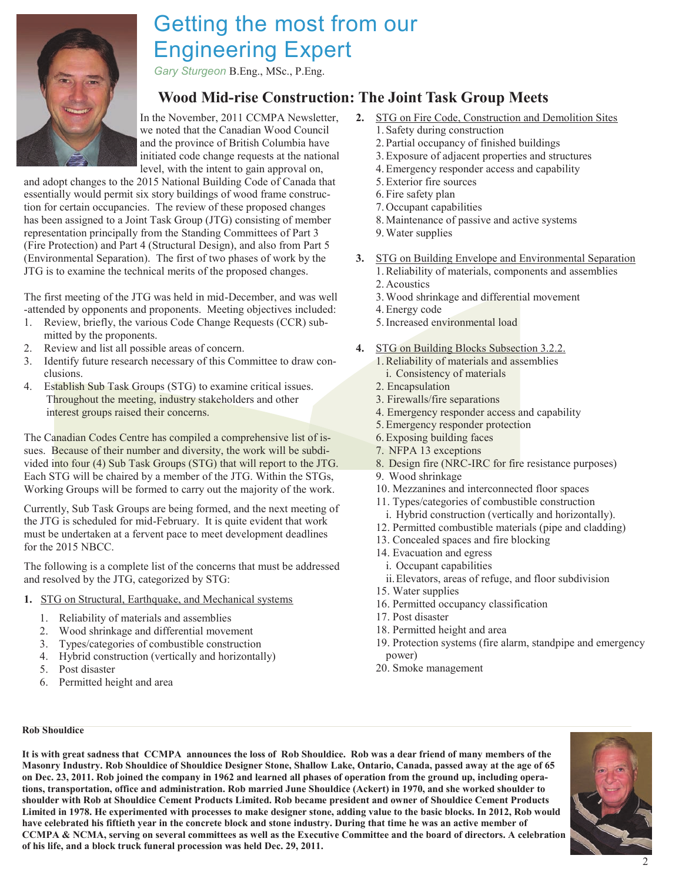# Getting the most from our Engineering Expert

*Gary Sturgeon* B.Eng., MSc., P.Eng.

## Wood Mid-rise Construction: The Joint Task Group Meets

In the November, 2011 CCMPA Newsletter, we noted that the Canadian Wood Council and the province of British Columbia have initiated code change requests at the national level, with the intent to gain approval on, and adopt changes to the 2015 National Building Code of Canada that essentially would permit six story buildings of wood frame construction for certain occupancies. The review of these proposed changes has been assigned to a Joint Task Group (JTG) consisting of member representation principally from the Standing Committees of Part 3 (Fire Protection) and Part 4 (Structural Design), and also from Part 5 (Environmental Separation). The first of two phases of work by the JTG is to examine the technical merits of the proposed changes.

The first meeting of the JTG was held in mid-December, and was well-attended by opponents and proponents. Meeting objectives included:

1. Review, briefly, the various Code Change Requests (CCR) submitted by the proponents.
2. Review and list all possible areas of concern.
3. Identify future research necessary of this Committee to draw conclusions.
4. Establish Sub Task Groups (STG) to examine critical issues. Throughout the meeting, industry stakeholders and other interest groups raised their concerns.

The Canadian Codes Centre has compiled a comprehensive list of issues. Because of their number and diversity, the work will be subdivided into four (4) Sub Task Groups (STG) that will report to the JTG. Each STG will be chaired by a member of the JTG. Within the STGs, Working Groups will be formed to carry out the majority of the work.

Currently, Sub Task Groups are being formed, and the next meeting of the JTG is scheduled for mid-February. It is quite evident that work must be undertaken at a fervent pace to meet development deadlines for the 2015 NBCC.

The following is a complete list of the concerns that must be addressed and resolved by the JTG, categorized by STG:

**1.** STG on Structural, Earthquake, and Mechanical systems

1. Reliability of materials and assemblies
2. Wood shrinkage and differential movement
3. Types/categories of combustible construction
4. Hybrid construction (vertically and horizontally)
5. Post disaster
6. Permitted height and area

**2.** STG on Fire Code, Construction and Demolition Sites

1. Safety during construction
2. Partial occupancy of finished buildings
3. Exposure of adjacent properties and structures
4. Emergency responder access and capability
5. Exterior fire sources
6. Fire safety plan
7. Occupant capabilities
8. Maintenance of passive and active systems
9. Water supplies

**3.** STG on Building Envelope and Environmental Separation

1. Reliability of materials, components and assemblies
2. Acoustics
3. Wood shrinkage and differential movement
4. Energy code
5. Increased environmental load

**4.** STG on Building Blocks Subsection 3.2.2.

1. Reliability of materials and assemblies
   - i. Consistency of materials
2. Encapsulation
3. Firewalls/fire separations
4. Emergency responder access and capability
5. Emergency responder protection
6. Exposing building faces
7. NFPA 13 exceptions
8. Design fire (NRC-IRC for fire resistance purposes)
9. Wood shrinkage
10. Mezzanines and interconnected floor spaces
11. Types/categories of combustible construction
    - i. Hybrid construction (vertically and horizontally).
12. Permitted combustible materials (pipe and cladding)
13. Concealed spaces and fire blocking
14. Evacuation and egress
    - i. Occupant capabilities
    - ii. Elevators, areas of refuge, and floor subdivision
15. Water supplies
16. Permitted occupancy classification
17. Post disaster
18. Permitted height and area
19. Protection systems (fire alarm, standpipe and emergency power)
20. Smoke management

**Rob Shouldice**

**It is with great sadness that CCMPA announces the loss of Rob Shouldice. Rob was a dear friend of many members of the Masonry Industry. Rob Shouldice of Shouldice Designer Stone, Shallow Lake, Ontario, Canada, passed away at the age of 65 on Dec. 23, 2011. Rob joined the company in 1962 and learned all phases of operation from the ground up, including operations, transportation, office and administration. Rob married June Shouldice (Ackert) in 1970, and she worked shoulder to shoulder with Rob at Shouldice Cement Products Limited. Rob became president and owner of Shouldice Cement Products Limited in 1978. He experimented with processes to make designer stone, adding value to the basic blocks. In 2012, Rob would have celebrated his fiftieth year in the concrete block and stone industry. During that time he was an active member of CCMPA & NCMA, serving on several committees as well as the Executive Committee and the board of directors. A celebration of his life, and a block truck funeral procession was held Dec. 29, 2011.**